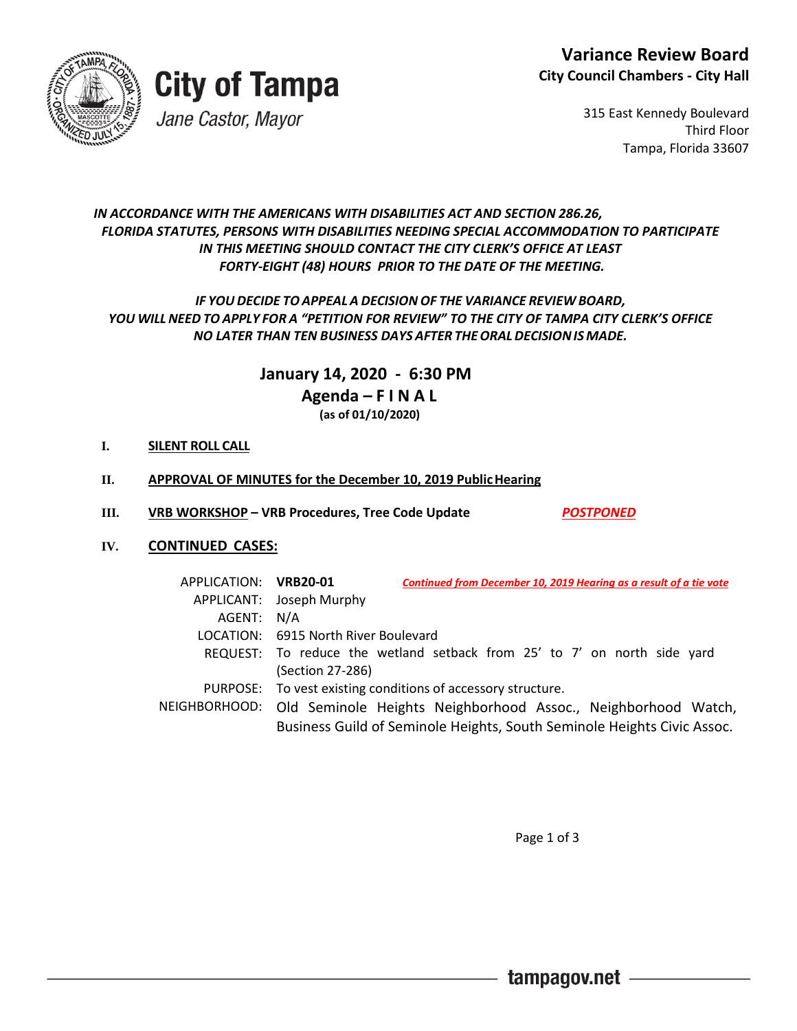# City of Tampa

*Jane Castor, Mayor*

**Variance Review Board**
**City Council Chambers - City Hall**

315 East Kennedy Boulevard
Third Floor
Tampa, Florida 33607

***IN ACCORDANCE WITH THE AMERICANS WITH DISABILITIES ACT AND SECTION 286.26, FLORIDA STATUTES, PERSONS WITH DISABILITIES NEEDING SPECIAL ACCOMMODATION TO PARTICIPATE IN THIS MEETING SHOULD CONTACT THE CITY CLERK'S OFFICE AT LEAST FORTY-EIGHT (48) HOURS PRIOR TO THE DATE OF THE MEETING.***

***IF YOU DECIDE TO APPEAL A DECISION OF THE VARIANCE REVIEW BOARD, YOU WILL NEED TO APPLY FOR A "PETITION FOR REVIEW" TO THE CITY OF TAMPA CITY CLERK'S OFFICE NO LATER THAN TEN BUSINESS DAYS AFTER THE ORAL DECISION IS MADE.***

## January 14, 2020 - 6:30 PM
## Agenda – F I N A L
**(as of 01/10/2020)**

**I.** **SILENT ROLL CALL**

**II.** **APPROVAL OF MINUTES for the December 10, 2019 Public Hearing**

**III.** **VRB WORKSHOP – VRB Procedures, Tree Code Update** ***POSTPONED***

**IV.** **CONTINUED CASES:**

APPLICATION: **VRB20-01** ***Continued from December 10, 2019 Hearing as a result of a tie vote***
APPLICANT: Joseph Murphy
AGENT: N/A
LOCATION: 6915 North River Boulevard
REQUEST: To reduce the wetland setback from 25' to 7' on north side yard (Section 27-286)
PURPOSE: To vest existing conditions of accessory structure.
NEIGHBORHOOD: Old Seminole Heights Neighborhood Assoc., Neighborhood Watch, Business Guild of Seminole Heights, South Seminole Heights Civic Assoc.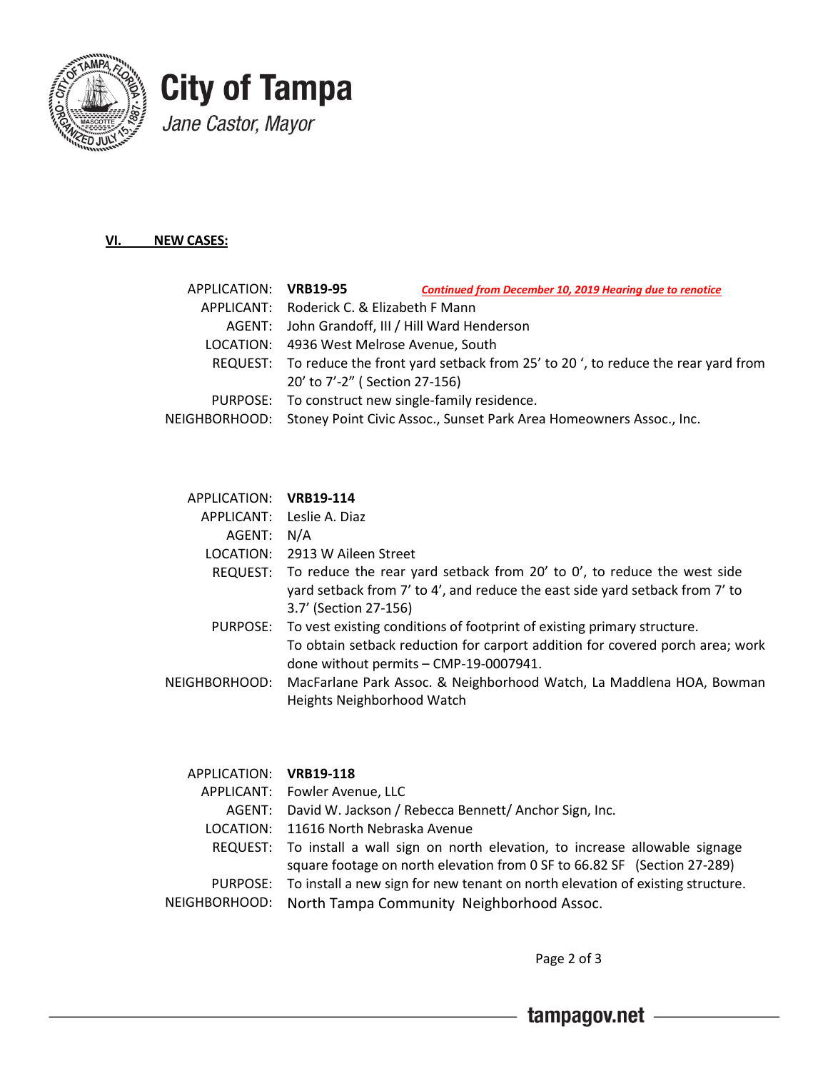City of Tampa

*Jane Castor, Mayor*

## VI. NEW CASES:

| | |
|---|---|
| APPLICATION: | **VRB19-95** ***Continued from December 10, 2019 Hearing due to renotice*** |
| APPLICANT: | Roderick C. & Elizabeth F Mann |
| AGENT: | John Grandoff, III / Hill Ward Henderson |
| LOCATION: | 4936 West Melrose Avenue, South |
| REQUEST: | To reduce the front yard setback from 25' to 20 ', to reduce the rear yard from 20' to 7'-2" ( Section 27-156) |
| PURPOSE: | To construct new single-family residence. |
| NEIGHBORHOOD: | Stoney Point Civic Assoc., Sunset Park Area Homeowners Assoc., Inc. |

| | |
|---|---|
| APPLICATION: | **VRB19-114** |
| APPLICANT: | Leslie A. Diaz |
| AGENT: | N/A |
| LOCATION: | 2913 W Aileen Street |
| REQUEST: | To reduce the rear yard setback from 20' to 0', to reduce the west side yard setback from 7' to 4', and reduce the east side yard setback from 7' to 3.7' (Section 27-156) |
| PURPOSE: | To vest existing conditions of footprint of existing primary structure. To obtain setback reduction for carport addition for covered porch area; work done without permits – CMP-19-0007941. |
| NEIGHBORHOOD: | MacFarlane Park Assoc. & Neighborhood Watch, La Maddlena HOA, Bowman Heights Neighborhood Watch |

| | |
|---|---|
| APPLICATION: | **VRB19-118** |
| APPLICANT: | Fowler Avenue, LLC |
| AGENT: | David W. Jackson / Rebecca Bennett/ Anchor Sign, Inc. |
| LOCATION: | 11616 North Nebraska Avenue |
| REQUEST: | To install a wall sign on north elevation, to increase allowable signage square footage on north elevation from 0 SF to 66.82 SF (Section 27-289) |
| PURPOSE: | To install a new sign for new tenant on north elevation of existing structure. |
| NEIGHBORHOOD: | North Tampa Community Neighborhood Assoc. |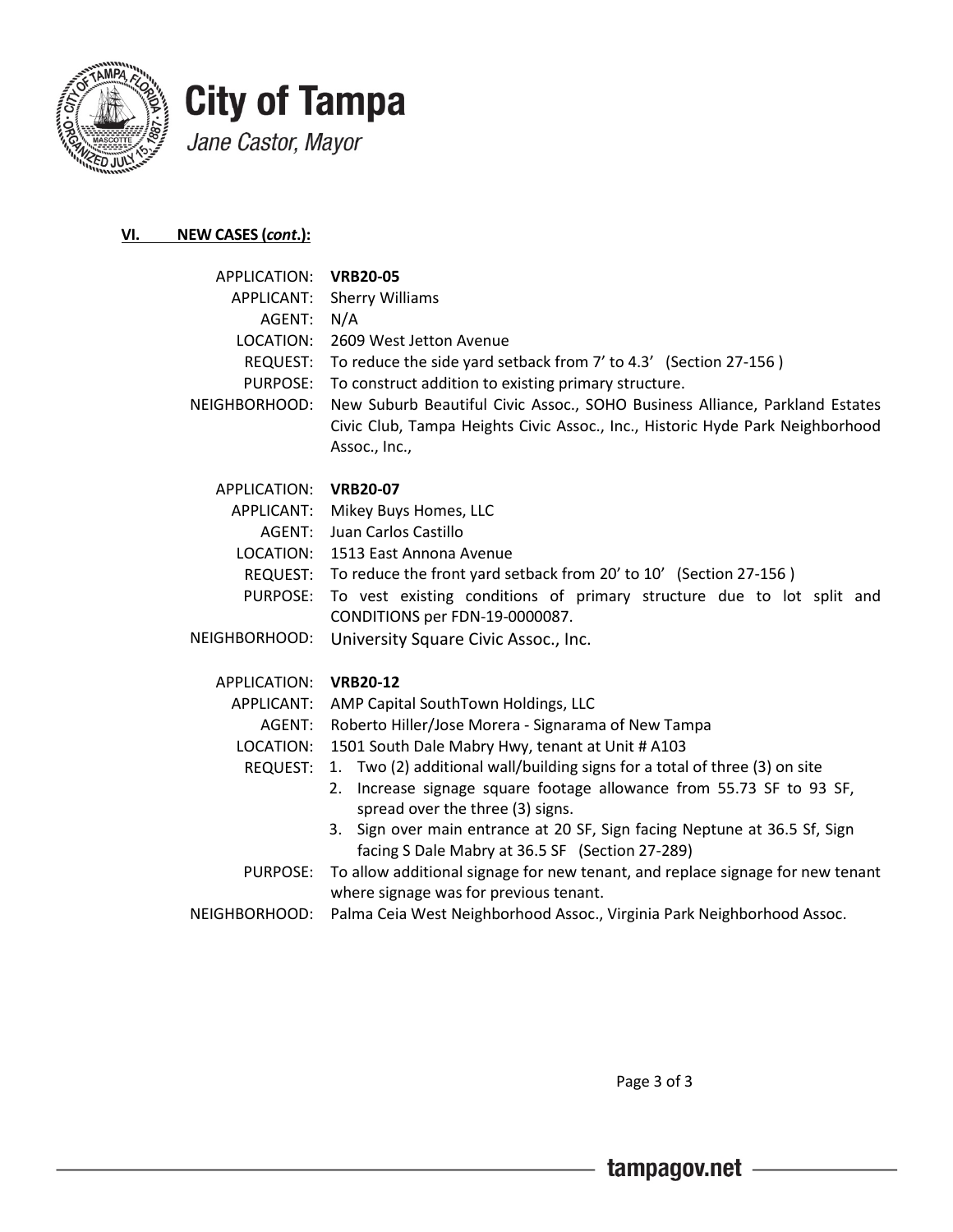# City of Tampa

*Jane Castor, Mayor*

## VI. NEW CASES (*cont.*):

APPLICATION: **VRB20-05**
APPLICANT: Sherry Williams
AGENT: N/A
LOCATION: 2609 West Jetton Avenue
REQUEST: To reduce the side yard setback from 7' to 4.3' (Section 27-156 )
PURPOSE: To construct addition to existing primary structure.
NEIGHBORHOOD: New Suburb Beautiful Civic Assoc., SOHO Business Alliance, Parkland Estates Civic Club, Tampa Heights Civic Assoc., Inc., Historic Hyde Park Neighborhood Assoc., Inc.,

APPLICATION: **VRB20-07**
APPLICANT: Mikey Buys Homes, LLC
AGENT: Juan Carlos Castillo
LOCATION: 1513 East Annona Avenue
REQUEST: To reduce the front yard setback from 20' to 10' (Section 27-156 )
PURPOSE: To vest existing conditions of primary structure due to lot split and CONDITIONS per FDN-19-0000087.
NEIGHBORHOOD: University Square Civic Assoc., Inc.

APPLICATION: **VRB20-12**
APPLICANT: AMP Capital SouthTown Holdings, LLC
AGENT: Roberto Hiller/Jose Morera - Signarama of New Tampa
LOCATION: 1501 South Dale Mabry Hwy, tenant at Unit # A103
REQUEST:
1. Two (2) additional wall/building signs for a total of three (3) on site
2. Increase signage square footage allowance from 55.73 SF to 93 SF, spread over the three (3) signs.
3. Sign over main entrance at 20 SF, Sign facing Neptune at 36.5 Sf, Sign facing S Dale Mabry at 36.5 SF (Section 27-289)

PURPOSE: To allow additional signage for new tenant, and replace signage for new tenant where signage was for previous tenant.
NEIGHBORHOOD: Palma Ceia West Neighborhood Assoc., Virginia Park Neighborhood Assoc.